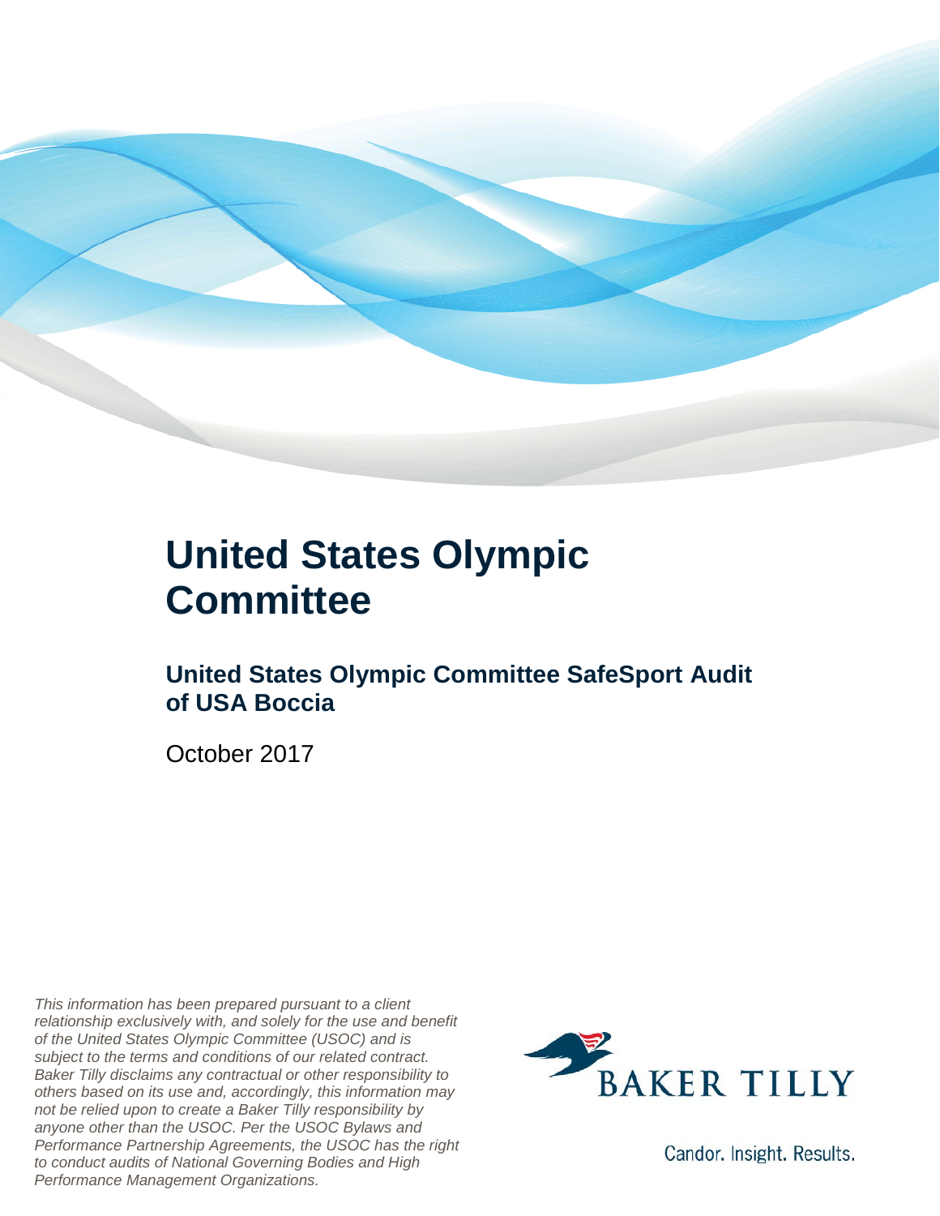# United States Olympic Committee

## United States Olympic Committee SafeSport Audit of USA Boccia

October 2017

*This information has been prepared pursuant to a client relationship exclusively with, and solely for the use and benefit of the United States Olympic Committee (USOC) and is subject to the terms and conditions of our related contract. Baker Tilly disclaims any contractual or other responsibility to others based on its use and, accordingly, this information may not be relied upon to create a Baker Tilly responsibility by anyone other than the USOC. Per the USOC Bylaws and Performance Partnership Agreements, the USOC has the right to conduct audits of National Governing Bodies and High Performance Management Organizations.*

BAKER TILLY

Candor. Insight. Results.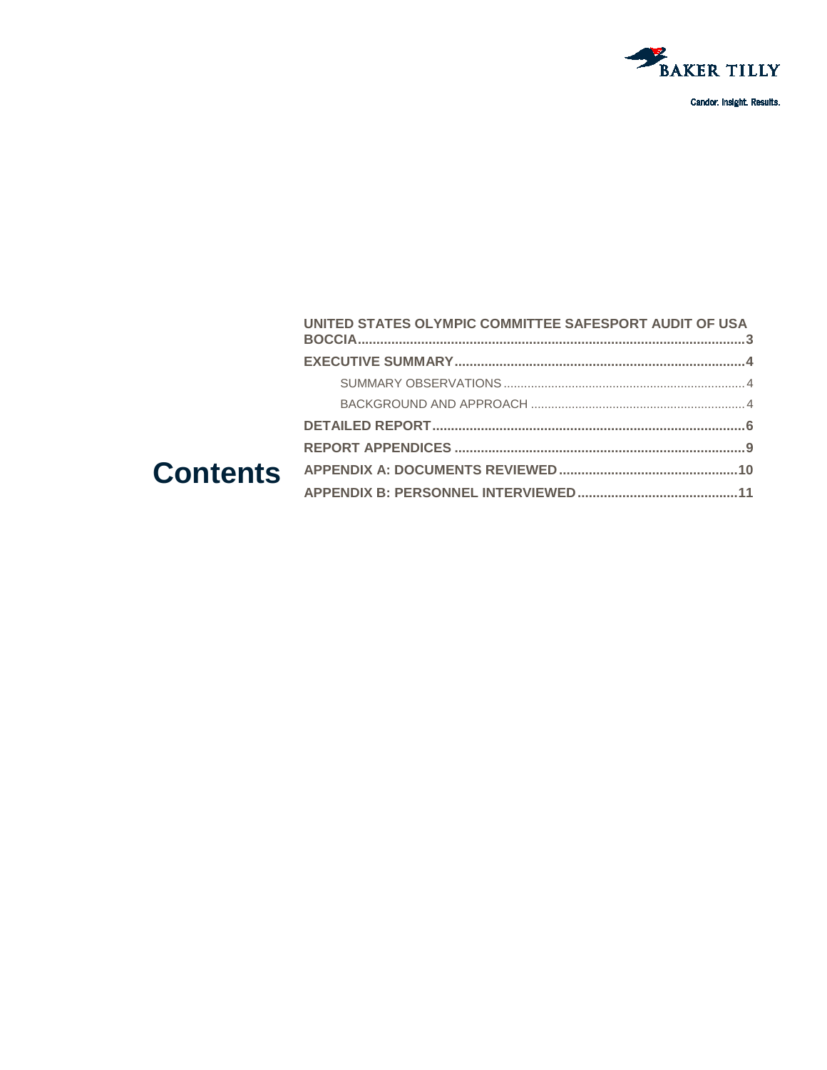# Contents

- **UNITED STATES OLYMPIC COMMITTEE SAFESPORT AUDIT OF USA BOCCIA** ..... 3
- **EXECUTIVE SUMMARY** ..... 4
  - SUMMARY OBSERVATIONS ..... 4
  - BACKGROUND AND APPROACH ..... 4
- **DETAILED REPORT** ..... 6
- **REPORT APPENDICES** ..... 9
- **APPENDIX A: DOCUMENTS REVIEWED** ..... 10
- **APPENDIX B: PERSONNEL INTERVIEWED** ..... 11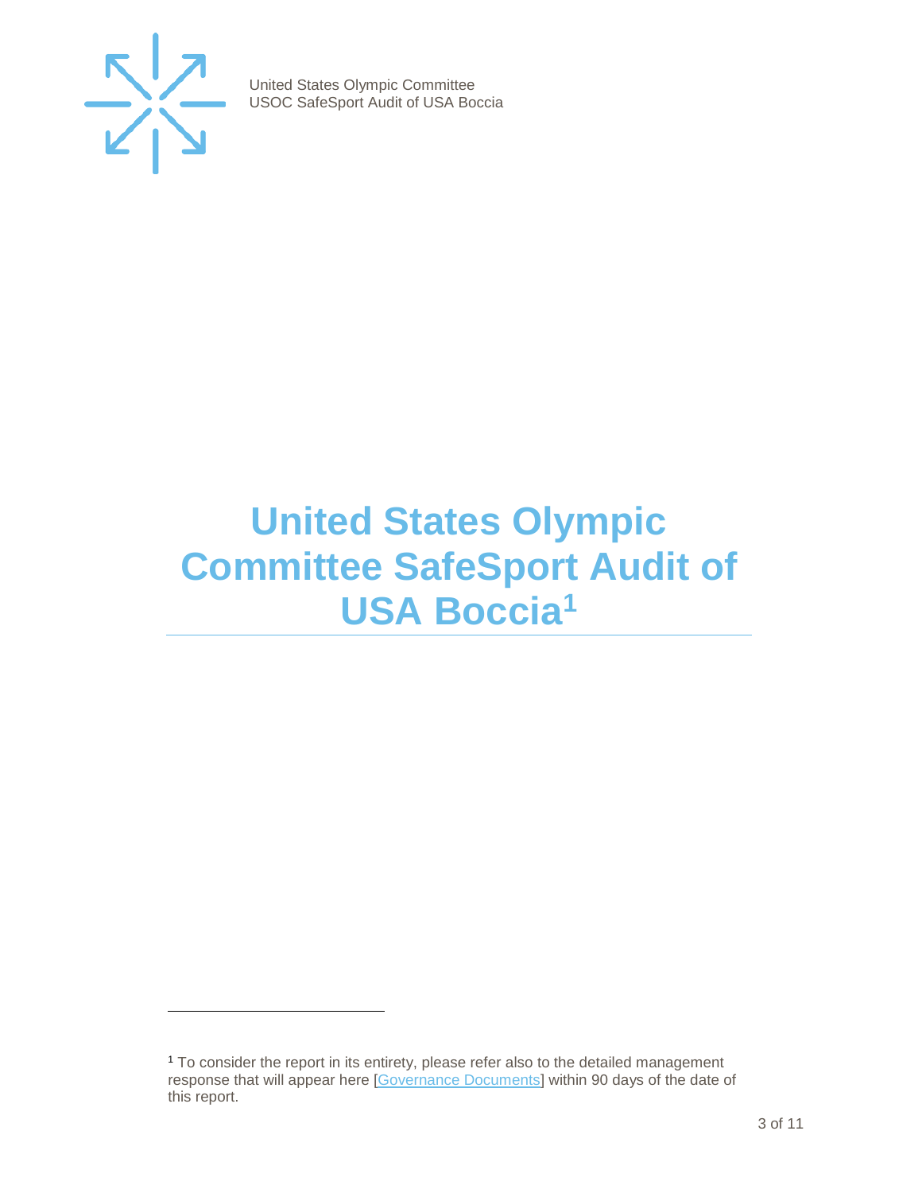# United States Olympic Committee SafeSport Audit of USA Boccia[1]

[1] To consider the report in its entirety, please refer also to the detailed management response that will appear here [Governance Documents] within 90 days of the date of this report.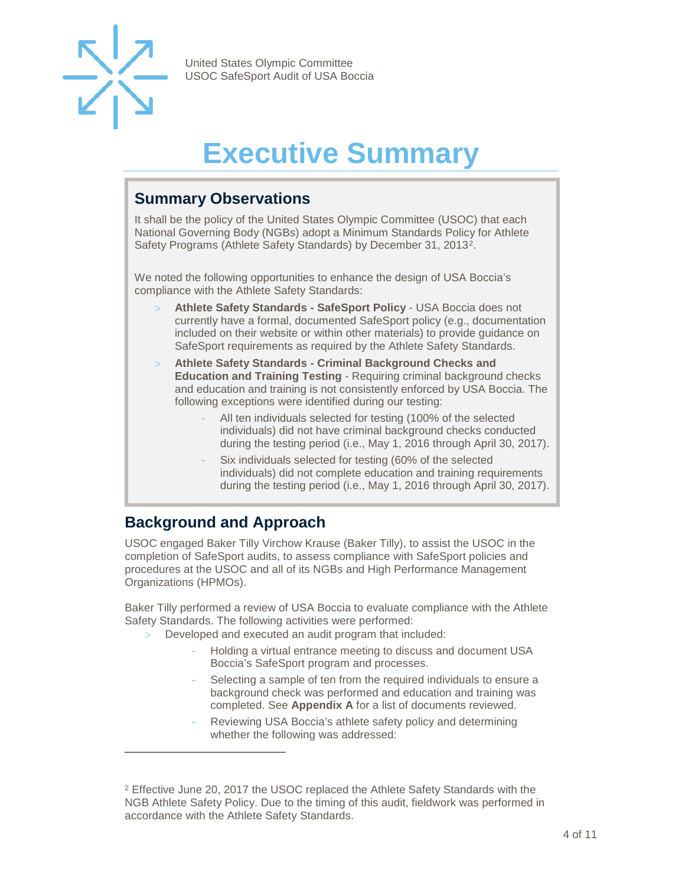# Executive Summary

## Summary Observations

It shall be the policy of the United States Olympic Committee (USOC) that each National Governing Body (NGBs) adopt a Minimum Standards Policy for Athlete Safety Programs (Athlete Safety Standards) by December 31, 2013[2].

We noted the following opportunities to enhance the design of USA Boccia's compliance with the Athlete Safety Standards:

- **Athlete Safety Standards - SafeSport Policy** - USA Boccia does not currently have a formal, documented SafeSport policy (e.g., documentation included on their website or within other materials) to provide guidance on SafeSport requirements as required by the Athlete Safety Standards.
- **Athlete Safety Standards - Criminal Background Checks and Education and Training Testing** - Requiring criminal background checks and education and training is not consistently enforced by USA Boccia. The following exceptions were identified during our testing:
  - All ten individuals selected for testing (100% of the selected individuals) did not have criminal background checks conducted during the testing period (i.e., May 1, 2016 through April 30, 2017).
  - Six individuals selected for testing (60% of the selected individuals) did not complete education and training requirements during the testing period (i.e., May 1, 2016 through April 30, 2017).

## Background and Approach

USOC engaged Baker Tilly Virchow Krause (Baker Tilly), to assist the USOC in the completion of SafeSport audits, to assess compliance with SafeSport policies and procedures at the USOC and all of its NGBs and High Performance Management Organizations (HPMOs).

Baker Tilly performed a review of USA Boccia to evaluate compliance with the Athlete Safety Standards. The following activities were performed:

- Developed and executed an audit program that included:
  - Holding a virtual entrance meeting to discuss and document USA Boccia's SafeSport program and processes.
  - Selecting a sample of ten from the required individuals to ensure a background check was performed and education and training was completed. See **Appendix A** for a list of documents reviewed.
  - Reviewing USA Boccia's athlete safety policy and determining whether the following was addressed:

---

[2] Effective June 20, 2017 the USOC replaced the Athlete Safety Standards with the NGB Athlete Safety Policy. Due to the timing of this audit, fieldwork was performed in accordance with the Athlete Safety Standards.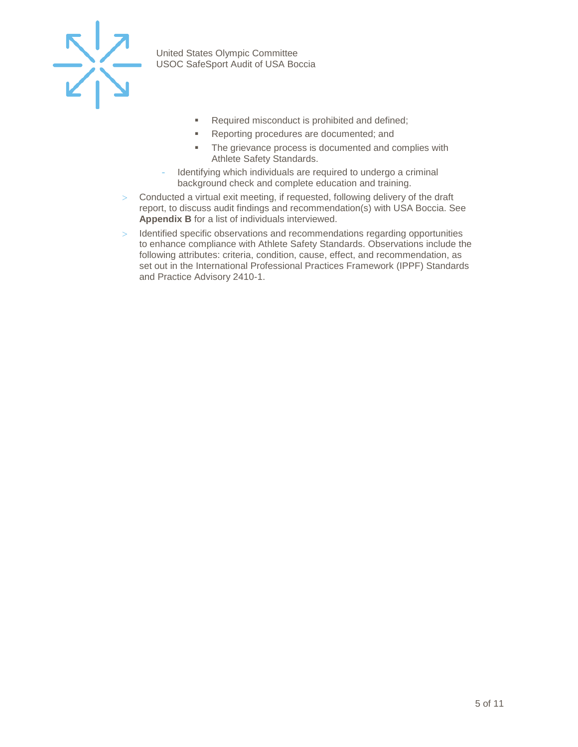- Required misconduct is prohibited and defined;
        - Reporting procedures are documented; and
        - The grievance process is documented and complies with Athlete Safety Standards.
    - Identifying which individuals are required to undergo a criminal background check and complete education and training.
- Conducted a virtual exit meeting, if requested, following delivery of the draft report, to discuss audit findings and recommendation(s) with USA Boccia. See **Appendix B** for a list of individuals interviewed.
- Identified specific observations and recommendations regarding opportunities to enhance compliance with Athlete Safety Standards. Observations include the following attributes: criteria, condition, cause, effect, and recommendation, as set out in the International Professional Practices Framework (IPPF) Standards and Practice Advisory 2410-1.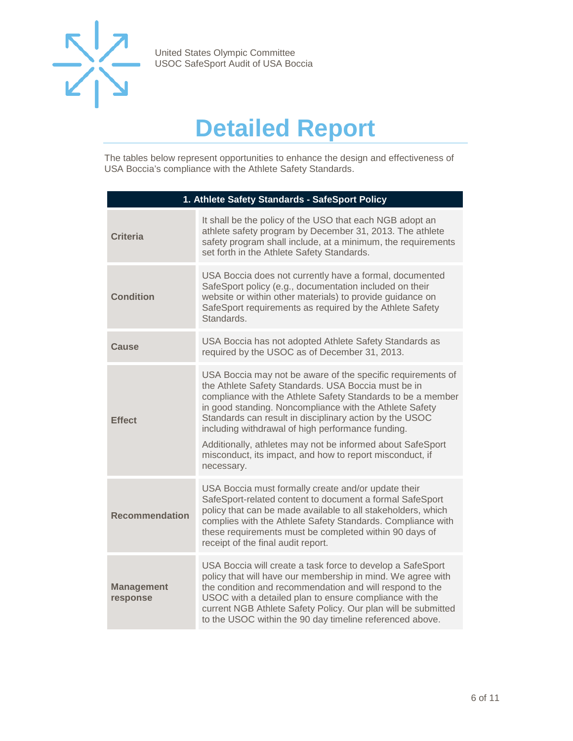# Detailed Report

The tables below represent opportunities to enhance the design and effectiveness of USA Boccia's compliance with the Athlete Safety Standards.

| 1. Athlete Safety Standards - SafeSport Policy | |
|---|---|
| **Criteria** | It shall be the policy of the USO that each NGB adopt an athlete safety program by December 31, 2013. The athlete safety program shall include, at a minimum, the requirements set forth in the Athlete Safety Standards. |
| **Condition** | USA Boccia does not currently have a formal, documented SafeSport policy (e.g., documentation included on their website or within other materials) to provide guidance on SafeSport requirements as required by the Athlete Safety Standards. |
| **Cause** | USA Boccia has not adopted Athlete Safety Standards as required by the USOC as of December 31, 2013. |
| **Effect** | USA Boccia may not be aware of the specific requirements of the Athlete Safety Standards. USA Boccia must be in compliance with the Athlete Safety Standards to be a member in good standing. Noncompliance with the Athlete Safety Standards can result in disciplinary action by the USOC including withdrawal of high performance funding.<br><br>Additionally, athletes may not be informed about SafeSport misconduct, its impact, and how to report misconduct, if necessary. |
| **Recommendation** | USA Boccia must formally create and/or update their SafeSport-related content to document a formal SafeSport policy that can be made available to all stakeholders, which complies with the Athlete Safety Standards. Compliance with these requirements must be completed within 90 days of receipt of the final audit report. |
| **Management response** | USA Boccia will create a task force to develop a SafeSport policy that will have our membership in mind. We agree with the condition and recommendation and will respond to the USOC with a detailed plan to ensure compliance with the current NGB Athlete Safety Policy. Our plan will be submitted to the USOC within the 90 day timeline referenced above. |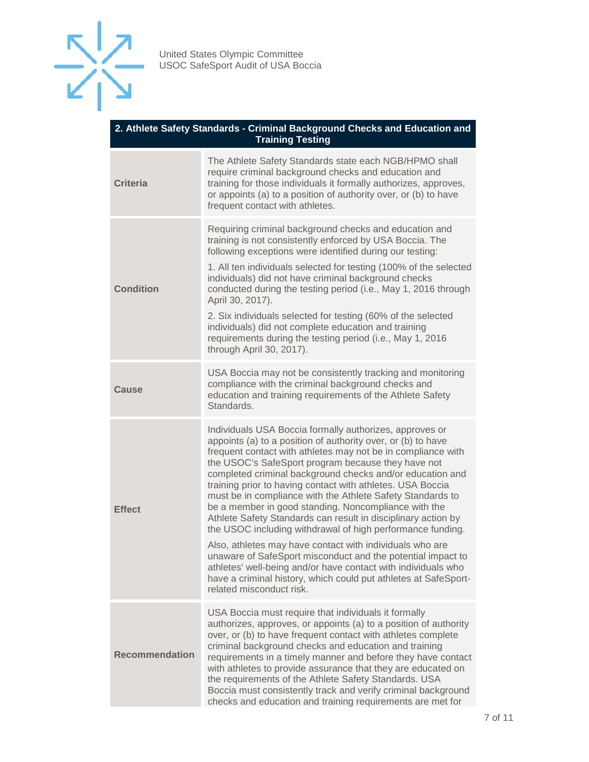| 2. Athlete Safety Standards - Criminal Background Checks and Education and Training Testing | |
|---|---|
| **Criteria** | The Athlete Safety Standards state each NGB/HPMO shall require criminal background checks and education and training for those individuals it formally authorizes, approves, or appoints (a) to a position of authority over, or (b) to have frequent contact with athletes. |
| **Condition** | Requiring criminal background checks and education and training is not consistently enforced by USA Boccia. The following exceptions were identified during our testing:<br><br>1. All ten individuals selected for testing (100% of the selected individuals) did not have criminal background checks conducted during the testing period (i.e., May 1, 2016 through April 30, 2017).<br><br>2. Six individuals selected for testing (60% of the selected individuals) did not complete education and training requirements during the testing period (i.e., May 1, 2016 through April 30, 2017). |
| **Cause** | USA Boccia may not be consistently tracking and monitoring compliance with the criminal background checks and education and training requirements of the Athlete Safety Standards. |
| **Effect** | Individuals USA Boccia formally authorizes, approves or appoints (a) to a position of authority over, or (b) to have frequent contact with athletes may not be in compliance with the USOC's SafeSport program because they have not completed criminal background checks and/or education and training prior to having contact with athletes. USA Boccia must be in compliance with the Athlete Safety Standards to be a member in good standing. Noncompliance with the Athlete Safety Standards can result in disciplinary action by the USOC including withdrawal of high performance funding.<br><br>Also, athletes may have contact with individuals who are unaware of SafeSport misconduct and the potential impact to athletes' well-being and/or have contact with individuals who have a criminal history, which could put athletes at SafeSport-related misconduct risk. |
| **Recommendation** | USA Boccia must require that individuals it formally authorizes, approves, or appoints (a) to a position of authority over, or (b) to have frequent contact with athletes complete criminal background checks and education and training requirements in a timely manner and before they have contact with athletes to provide assurance that they are educated on the requirements of the Athlete Safety Standards. USA Boccia must consistently track and verify criminal background checks and education and training requirements are met for |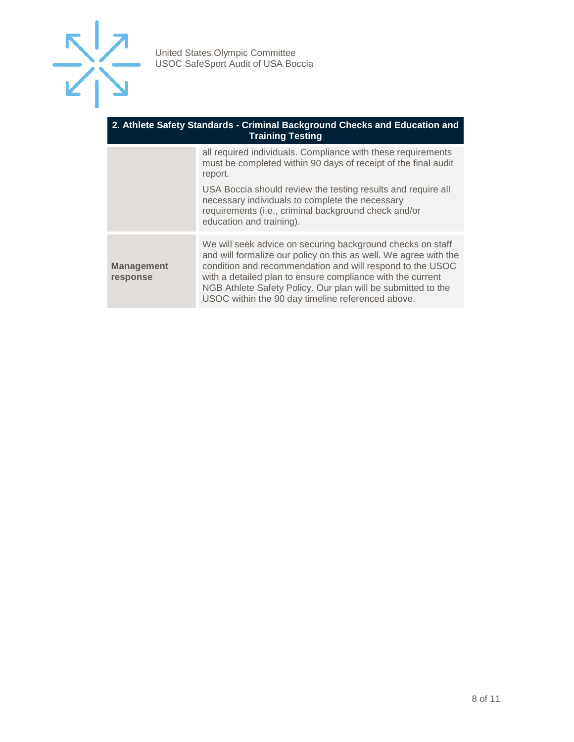| 2. Athlete Safety Standards - Criminal Background Checks and Education and Training Testing | |
|---|---|
| | all required individuals. Compliance with these requirements must be completed within 90 days of receipt of the final audit report.<br><br>USA Boccia should review the testing results and require all necessary individuals to complete the necessary requirements (i.e., criminal background check and/or education and training). |
| **Management response** | We will seek advice on securing background checks on staff and will formalize our policy on this as well. We agree with the condition and recommendation and will respond to the USOC with a detailed plan to ensure compliance with the current NGB Athlete Safety Policy. Our plan will be submitted to the USOC within the 90 day timeline referenced above. |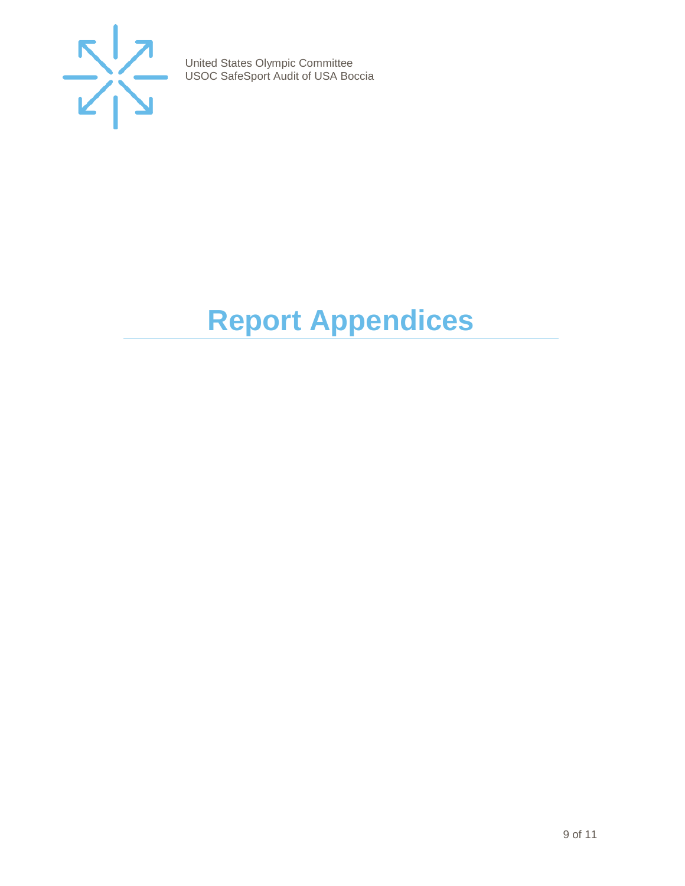# Report Appendices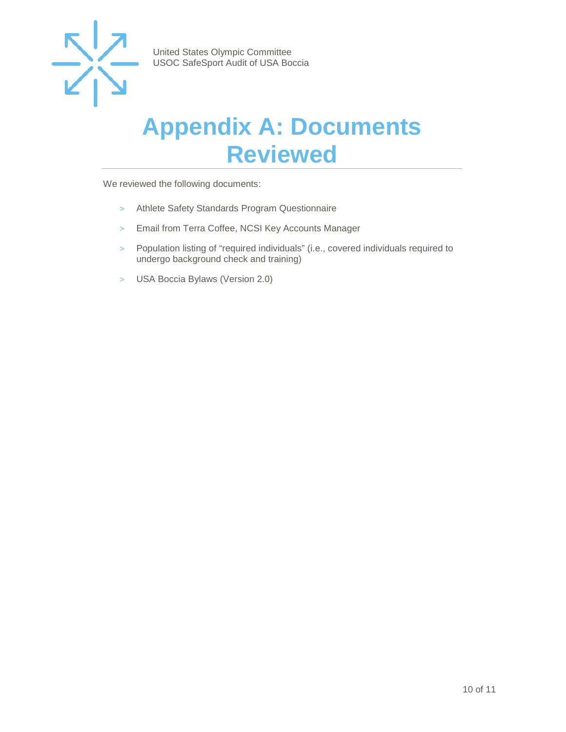# Appendix A: Documents Reviewed

We reviewed the following documents:

- Athlete Safety Standards Program Questionnaire
- Email from Terra Coffee, NCSI Key Accounts Manager
- Population listing of “required individuals” (i.e., covered individuals required to undergo background check and training)
- USA Boccia Bylaws (Version 2.0)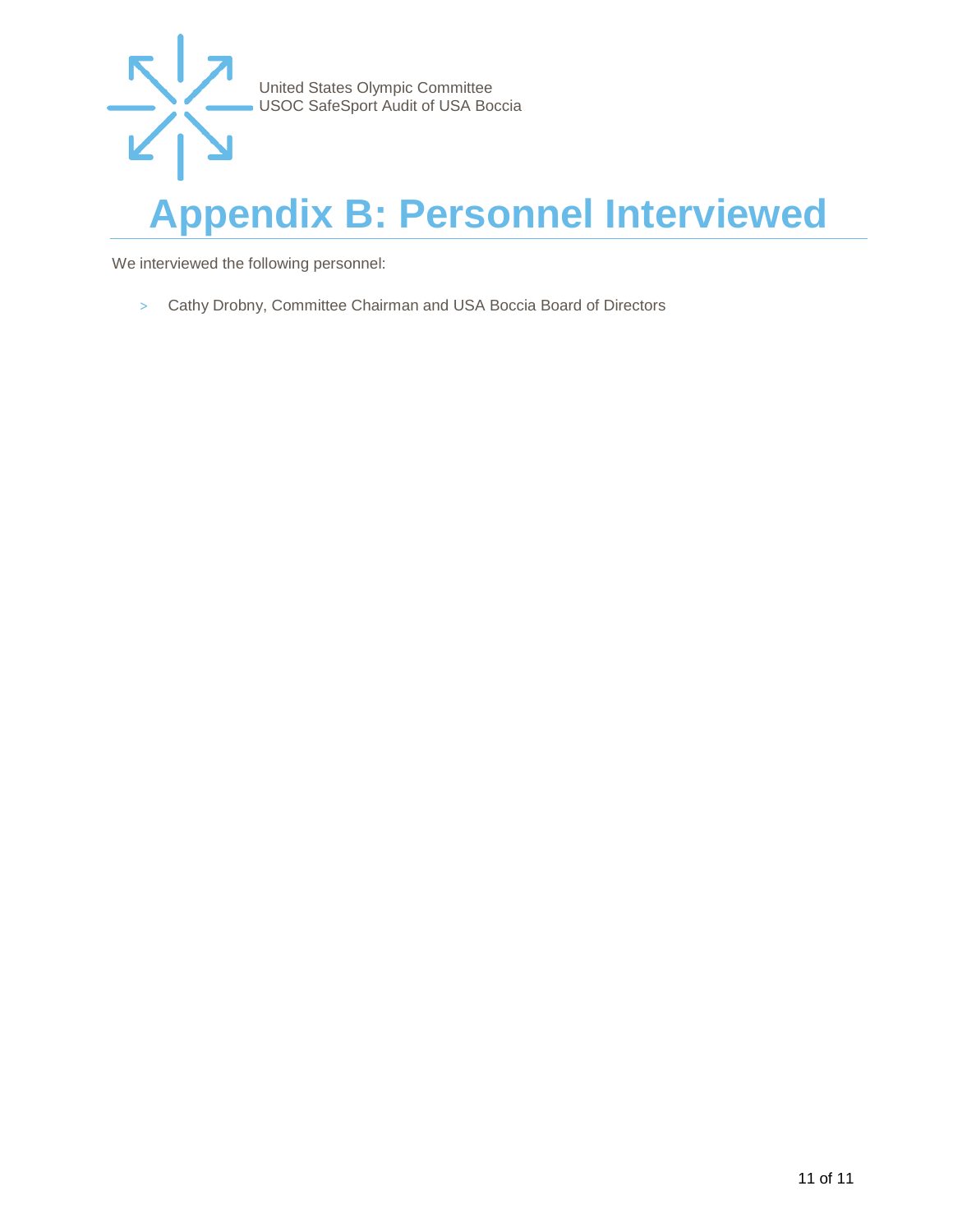# Appendix B: Personnel Interviewed

We interviewed the following personnel:

- Cathy Drobny, Committee Chairman and USA Boccia Board of Directors